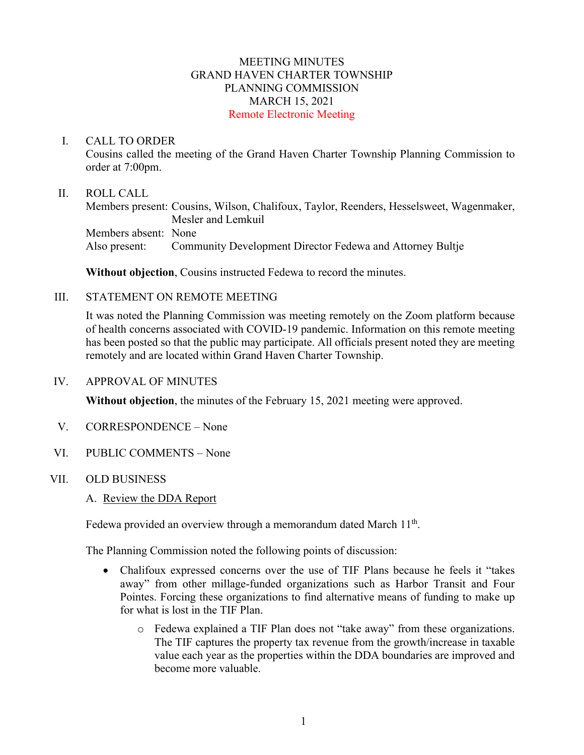# MEETING MINUTES
# GRAND HAVEN CHARTER TOWNSHIP
# PLANNING COMMISSION
# MARCH 15, 2021
**Remote Electronic Meeting**

## I. CALL TO ORDER

Cousins called the meeting of the Grand Haven Charter Township Planning Commission to order at 7:00pm.

## II. ROLL CALL

Members present: Cousins, Wilson, Chalifoux, Taylor, Reenders, Hesselsweet, Wagenmaker, Mesler and Lemkuil
Members absent: None
Also present: Community Development Director Fedewa and Attorney Bultje

**Without objection**, Cousins instructed Fedewa to record the minutes.

## III. STATEMENT ON REMOTE MEETING

It was noted the Planning Commission was meeting remotely on the Zoom platform because of health concerns associated with COVID-19 pandemic. Information on this remote meeting has been posted so that the public may participate. All officials present noted they are meeting remotely and are located within Grand Haven Charter Township.

## IV. APPROVAL OF MINUTES

**Without objection**, the minutes of the February 15, 2021 meeting were approved.

## V. CORRESPONDENCE – None

## VI. PUBLIC COMMENTS – None

## VII. OLD BUSINESS

A. Review the DDA Report

Fedewa provided an overview through a memorandum dated March 11th.

The Planning Commission noted the following points of discussion:

- Chalifoux expressed concerns over the use of TIF Plans because he feels it "takes away" from other millage-funded organizations such as Harbor Transit and Four Pointes. Forcing these organizations to find alternative means of funding to make up for what is lost in the TIF Plan.
  - Fedewa explained a TIF Plan does not "take away" from these organizations. The TIF captures the property tax revenue from the growth/increase in taxable value each year as the properties within the DDA boundaries are improved and become more valuable.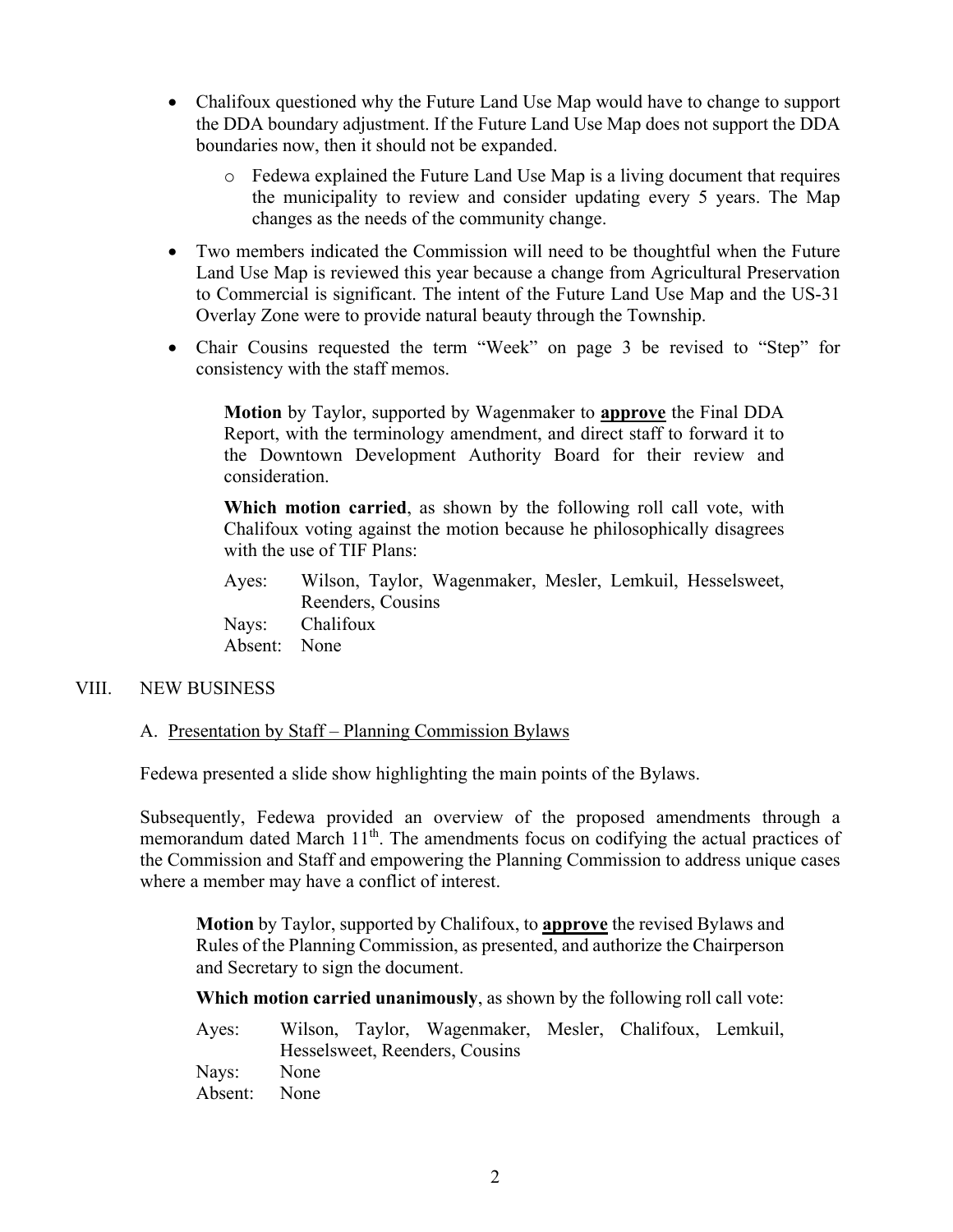- Chalifoux questioned why the Future Land Use Map would have to change to support the DDA boundary adjustment. If the Future Land Use Map does not support the DDA boundaries now, then it should not be expanded.
    - Fedewa explained the Future Land Use Map is a living document that requires the municipality to review and consider updating every 5 years. The Map changes as the needs of the community change.
- Two members indicated the Commission will need to be thoughtful when the Future Land Use Map is reviewed this year because a change from Agricultural Preservation to Commercial is significant. The intent of the Future Land Use Map and the US-31 Overlay Zone were to provide natural beauty through the Township.
- Chair Cousins requested the term "Week" on page 3 be revised to "Step" for consistency with the staff memos.

> **Motion** by Taylor, supported by Wagenmaker to **approve** the Final DDA Report, with the terminology amendment, and direct staff to forward it to the Downtown Development Authority Board for their review and consideration.
>
> **Which motion carried**, as shown by the following roll call vote, with Chalifoux voting against the motion because he philosophically disagrees with the use of TIF Plans:
>
> Ayes: Wilson, Taylor, Wagenmaker, Mesler, Lemkuil, Hesselsweet, Reenders, Cousins
> Nays: Chalifoux
> Absent: None

VIII. NEW BUSINESS

A. Presentation by Staff – Planning Commission Bylaws

Fedewa presented a slide show highlighting the main points of the Bylaws.

Subsequently, Fedewa provided an overview of the proposed amendments through a memorandum dated March 11th. The amendments focus on codifying the actual practices of the Commission and Staff and empowering the Planning Commission to address unique cases where a member may have a conflict of interest.

> **Motion** by Taylor, supported by Chalifoux, to **approve** the revised Bylaws and Rules of the Planning Commission, as presented, and authorize the Chairperson and Secretary to sign the document.
>
> **Which motion carried unanimously**, as shown by the following roll call vote:
>
> Ayes: Wilson, Taylor, Wagenmaker, Mesler, Chalifoux, Lemkuil, Hesselsweet, Reenders, Cousins
> Nays: None
> Absent: None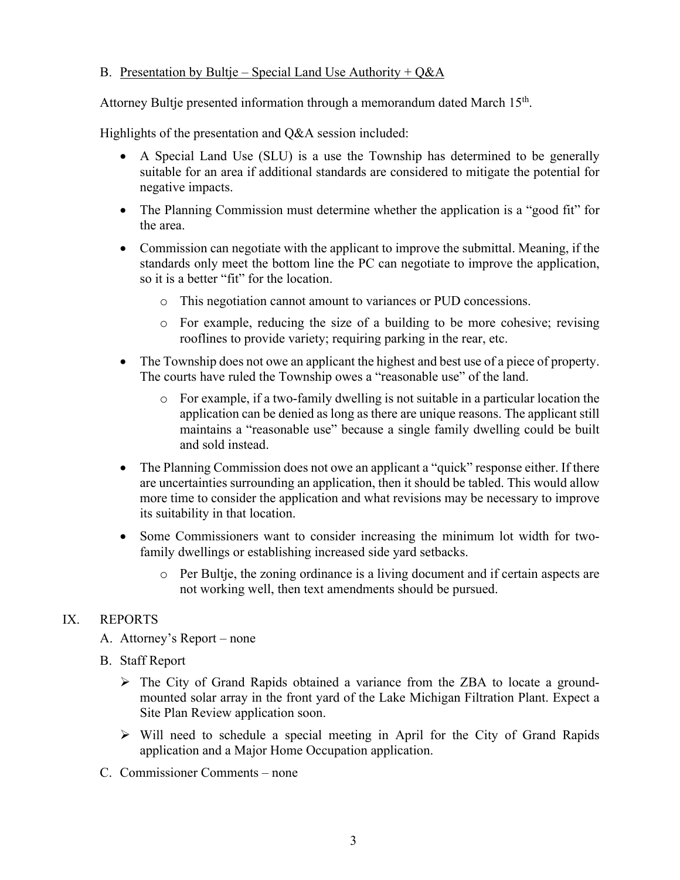B. Presentation by Bultje – Special Land Use Authority + Q&A

Attorney Bultje presented information through a memorandum dated March 15th.

Highlights of the presentation and Q&A session included:

- A Special Land Use (SLU) is a use the Township has determined to be generally suitable for an area if additional standards are considered to mitigate the potential for negative impacts.
- The Planning Commission must determine whether the application is a "good fit" for the area.
- Commission can negotiate with the applicant to improve the submittal. Meaning, if the standards only meet the bottom line the PC can negotiate to improve the application, so it is a better "fit" for the location.
  - This negotiation cannot amount to variances or PUD concessions.
  - For example, reducing the size of a building to be more cohesive; revising rooflines to provide variety; requiring parking in the rear, etc.
- The Township does not owe an applicant the highest and best use of a piece of property. The courts have ruled the Township owes a "reasonable use" of the land.
  - For example, if a two-family dwelling is not suitable in a particular location the application can be denied as long as there are unique reasons. The applicant still maintains a "reasonable use" because a single family dwelling could be built and sold instead.
- The Planning Commission does not owe an applicant a "quick" response either. If there are uncertainties surrounding an application, then it should be tabled. This would allow more time to consider the application and what revisions may be necessary to improve its suitability in that location.
- Some Commissioners want to consider increasing the minimum lot width for two-family dwellings or establishing increased side yard setbacks.
  - Per Bultje, the zoning ordinance is a living document and if certain aspects are not working well, then text amendments should be pursued.

## IX. REPORTS

A. Attorney's Report – none

B. Staff Report

- The City of Grand Rapids obtained a variance from the ZBA to locate a ground-mounted solar array in the front yard of the Lake Michigan Filtration Plant. Expect a Site Plan Review application soon.
- Will need to schedule a special meeting in April for the City of Grand Rapids application and a Major Home Occupation application.

C. Commissioner Comments – none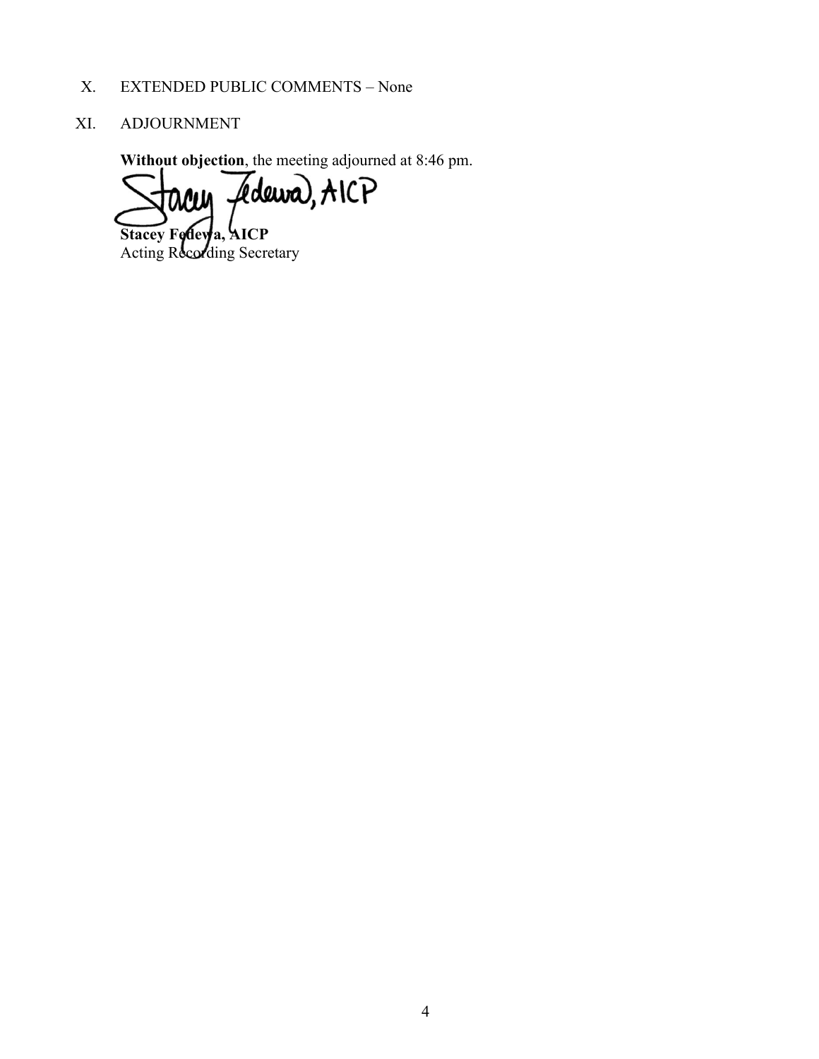X. EXTENDED PUBLIC COMMENTS – None

XI. ADJOURNMENT

**Without objection**, the meeting adjourned at 8:46 pm.

Stacey Fedewa, AICP

**Stacey Fedewa, AICP**
Acting Recording Secretary